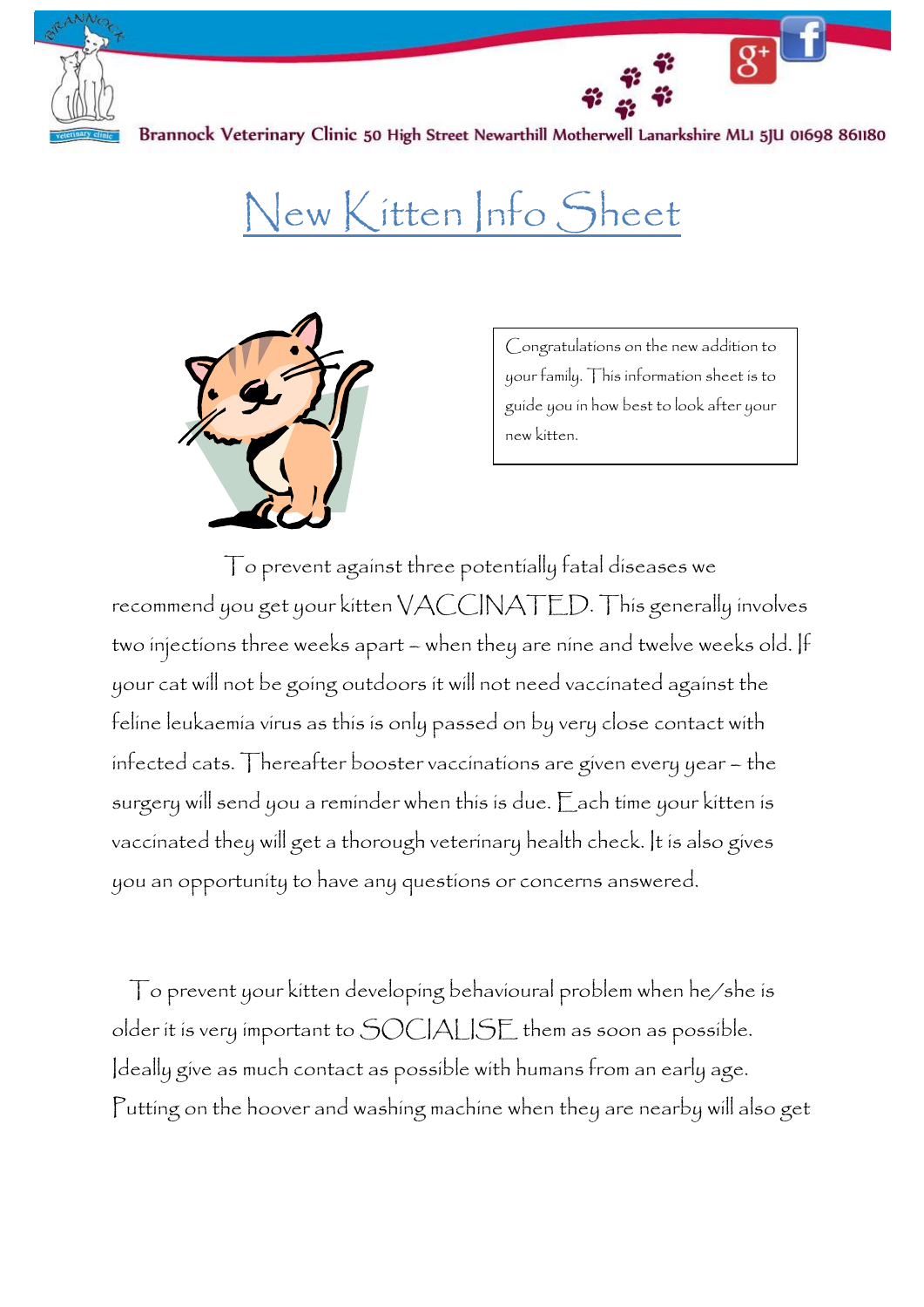Brannock Veterinary Clinic 50 High Street Newarthill Motherwell Lanarkshire ML1 5JU 01698 861180

# New Kitten Info Sheet

Congratulations on the new addition to your family. This information sheet is to guide you in how best to look after your new kitten.

To prevent against three potentially fatal diseases we recommend you get your kitten VACCINATED. This generally involves two injections three weeks apart – when they are nine and twelve weeks old. If your cat will not be going outdoors it will not need vaccinated against the feline leukaemia virus as this is only passed on by very close contact with infected cats. Thereafter booster vaccinations are given every year – the surgery will send you a reminder when this is due. Each time your kitten is vaccinated they will get a thorough veterinary health check. It is also gives you an opportunity to have any questions or concerns answered.

To prevent your kitten developing behavioural problem when he/she is older it is very important to SOCIALISE them as soon as possible. Ideally give as much contact as possible with humans from an early age. Putting on the hoover and washing machine when they are nearby will also get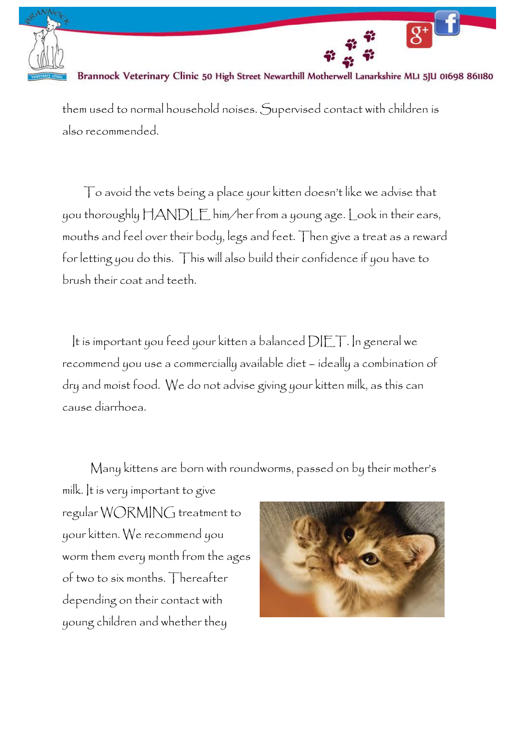them used to normal household noises. Supervised contact with children is also recommended.

To avoid the vets being a place your kitten doesn't like we advise that you thoroughly HANDLE him/her from a young age. Look in their ears, mouths and feel over their body, legs and feet. Then give a treat as a reward for letting you do this. This will also build their confidence if you have to brush their coat and teeth.

It is important you feed your kitten a balanced DIET. In general we recommend you use a commercially available diet – ideally a combination of dry and moist food. We do not advise giving your kitten milk, as this can cause diarrhoea.

Many kittens are born with roundworms, passed on by their mother's milk. It is very important to give regular WORMING treatment to your kitten. We recommend you worm them every month from the ages of two to six months. Thereafter depending on their contact with young children and whether they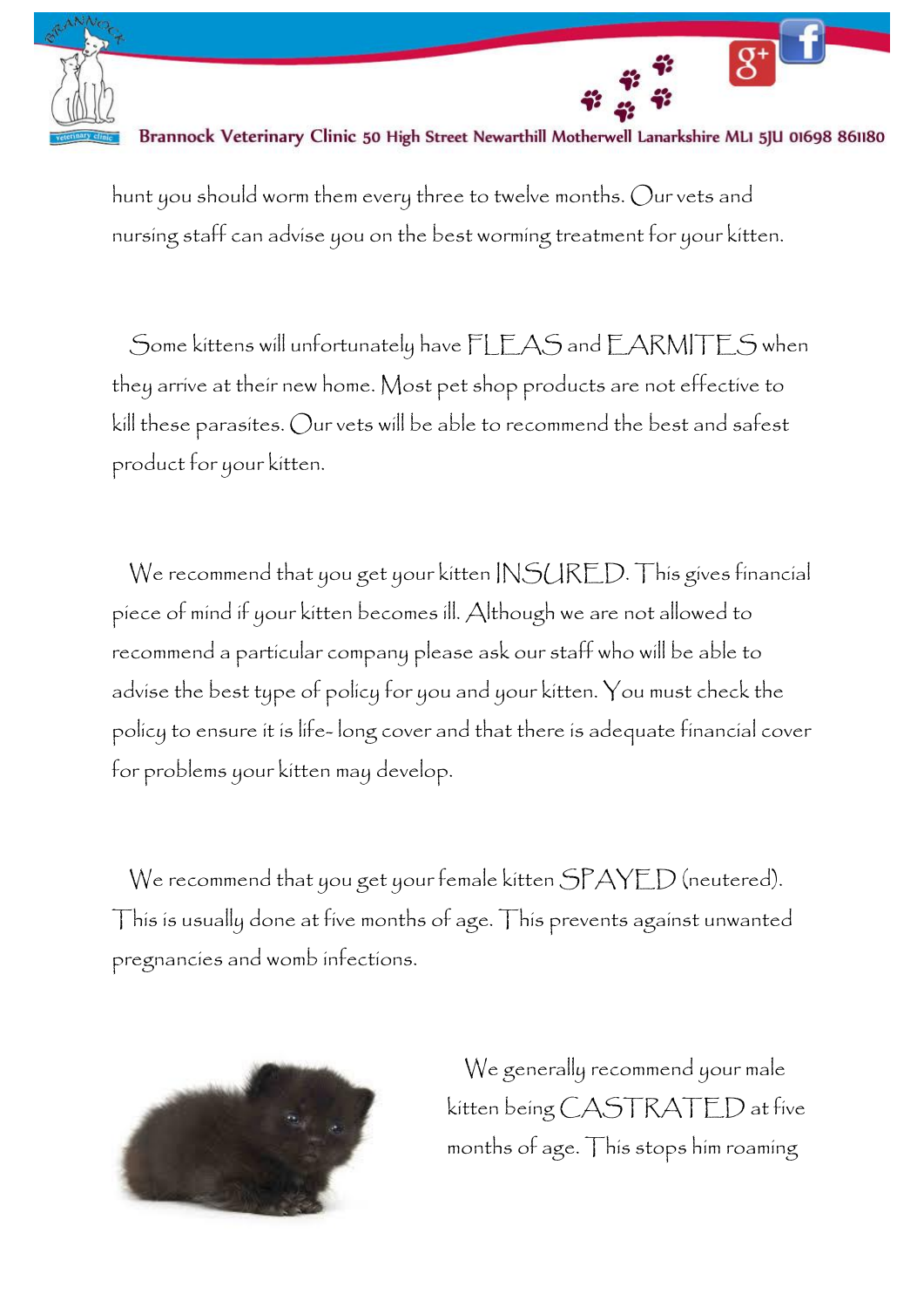hunt you should worm them every three to twelve months. Our vets and nursing staff can advise you on the best worming treatment for your kitten.

Some kittens will unfortunately have FLEAS and EARMITES when they arrive at their new home. Most pet shop products are not effective to kill these parasites. Our vets will be able to recommend the best and safest product for your kitten.

We recommend that you get your kitten INSURED. This gives financial piece of mind if your kitten becomes ill. Although we are not allowed to recommend a particular company please ask our staff who will be able to advise the best type of policy for you and your kitten. You must check the policy to ensure it is life- long cover and that there is adequate financial cover for problems your kitten may develop.

We recommend that you get your female kitten SPAYED (neutered). This is usually done at five months of age. This prevents against unwanted pregnancies and womb infections.

We generally recommend your male kitten being CASTRATED at five months of age. This stops him roaming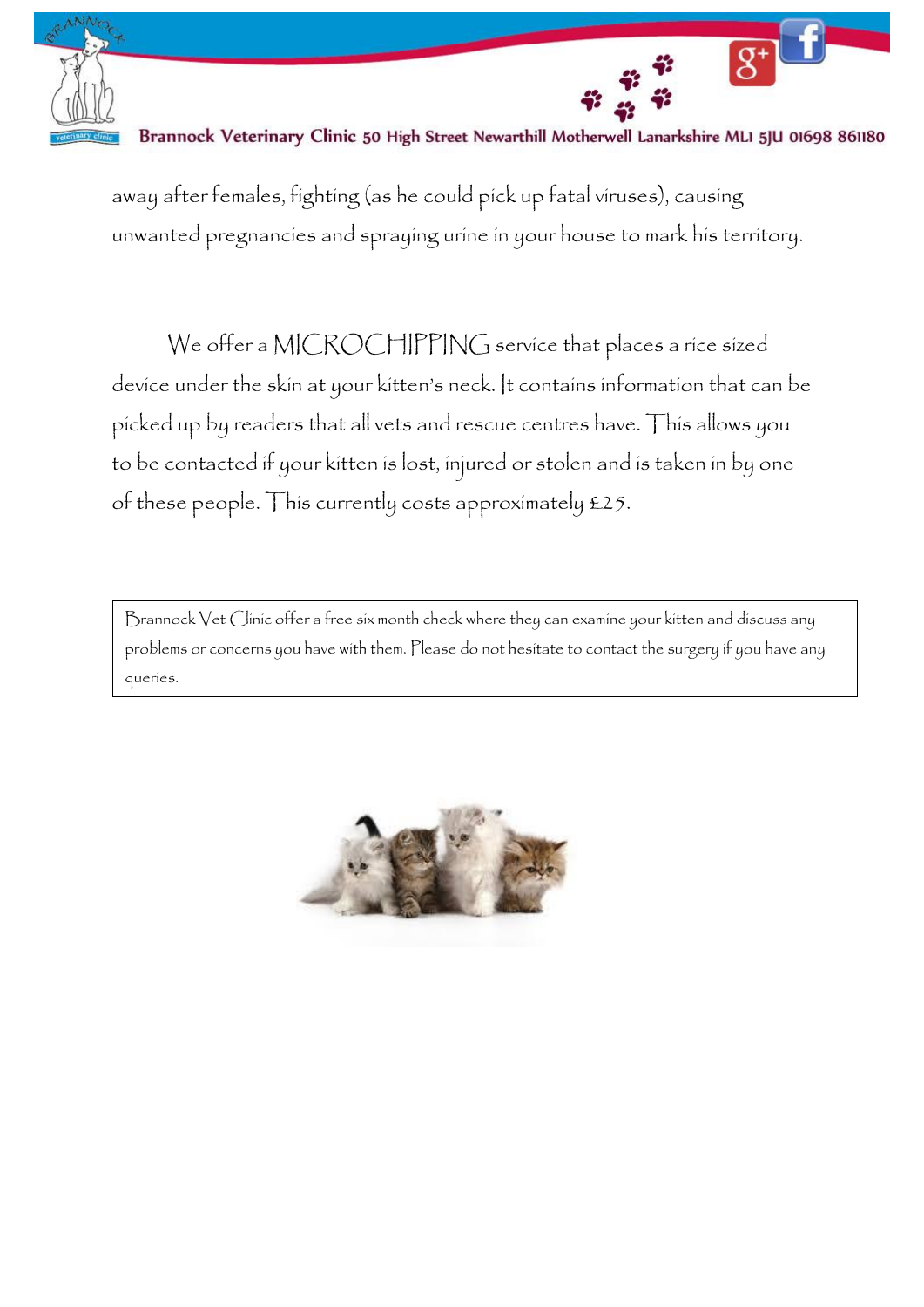away after females, fighting (as he could pick up fatal viruses), causing unwanted pregnancies and spraying urine in your house to mark his territory.

We offer a MICROCHIPPING service that places a rice sized device under the skin at your kitten's neck. It contains information that can be picked up by readers that all vets and rescue centres have. This allows you to be contacted if your kitten is lost, injured or stolen and is taken in by one of these people. This currently costs approximately £25.

Brannock Vet Clinic offer a free six month check where they can examine your kitten and discuss any problems or concerns you have with them. Please do not hesitate to contact the surgery if you have any queries.